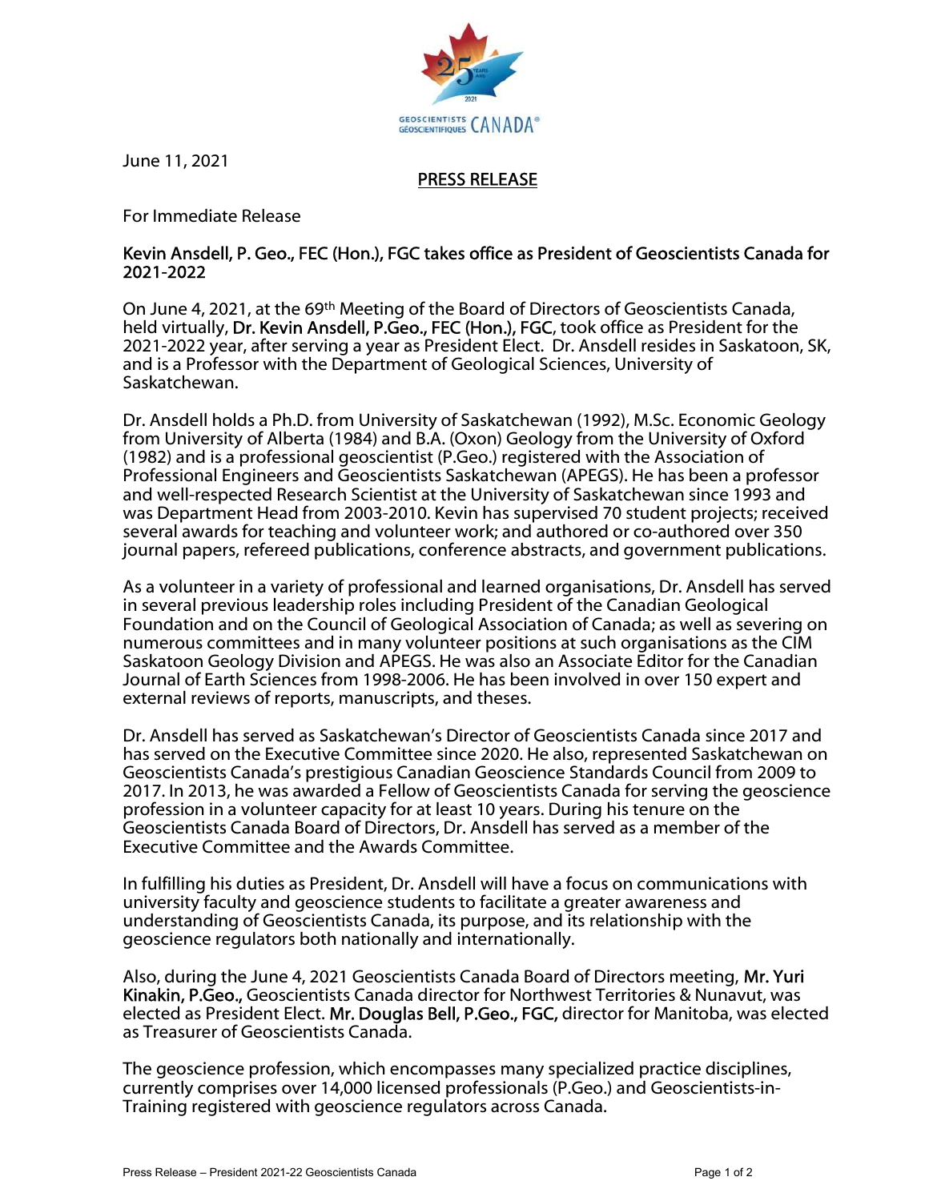June 11, 2021

## PRESS RELEASE

For Immediate Release

**Kevin Ansdell, P. Geo., FEC (Hon.), FGC takes office as President of Geoscientists Canada for 2021-2022**

On June 4, 2021, at the 69th Meeting of the Board of Directors of Geoscientists Canada, held virtually, **Dr. Kevin Ansdell, P.Geo., FEC (Hon.), FGC**, took office as President for the 2021-2022 year, after serving a year as President Elect. Dr. Ansdell resides in Saskatoon, SK, and is a Professor with the Department of Geological Sciences, University of Saskatchewan.

Dr. Ansdell holds a Ph.D. from University of Saskatchewan (1992), M.Sc. Economic Geology from University of Alberta (1984) and B.A. (Oxon) Geology from the University of Oxford (1982) and is a professional geoscientist (P.Geo.) registered with the Association of Professional Engineers and Geoscientists Saskatchewan (APEGS). He has been a professor and well-respected Research Scientist at the University of Saskatchewan since 1993 and was Department Head from 2003-2010. Kevin has supervised 70 student projects; received several awards for teaching and volunteer work; and authored or co-authored over 350 journal papers, refereed publications, conference abstracts, and government publications.

As a volunteer in a variety of professional and learned organisations, Dr. Ansdell has served in several previous leadership roles including President of the Canadian Geological Foundation and on the Council of Geological Association of Canada; as well as severing on numerous committees and in many volunteer positions at such organisations as the CIM Saskatoon Geology Division and APEGS. He was also an Associate Editor for the Canadian Journal of Earth Sciences from 1998-2006. He has been involved in over 150 expert and external reviews of reports, manuscripts, and theses.

Dr. Ansdell has served as Saskatchewan's Director of Geoscientists Canada since 2017 and has served on the Executive Committee since 2020. He also, represented Saskatchewan on Geoscientists Canada's prestigious Canadian Geoscience Standards Council from 2009 to 2017. In 2013, he was awarded a Fellow of Geoscientists Canada for serving the geoscience profession in a volunteer capacity for at least 10 years. During his tenure on the Geoscientists Canada Board of Directors, Dr. Ansdell has served as a member of the Executive Committee and the Awards Committee.

In fulfilling his duties as President, Dr. Ansdell will have a focus on communications with university faculty and geoscience students to facilitate a greater awareness and understanding of Geoscientists Canada, its purpose, and its relationship with the geoscience regulators both nationally and internationally.

Also, during the June 4, 2021 Geoscientists Canada Board of Directors meeting, **Mr. Yuri Kinakin, P.Geo.,** Geoscientists Canada director for Northwest Territories & Nunavut, was elected as President Elect. **Mr. Douglas Bell, P.Geo., FGC,** director for Manitoba, was elected as Treasurer of Geoscientists Canada.

The geoscience profession, which encompasses many specialized practice disciplines, currently comprises over 14,000 licensed professionals (P.Geo.) and Geoscientists-in-Training registered with geoscience regulators across Canada.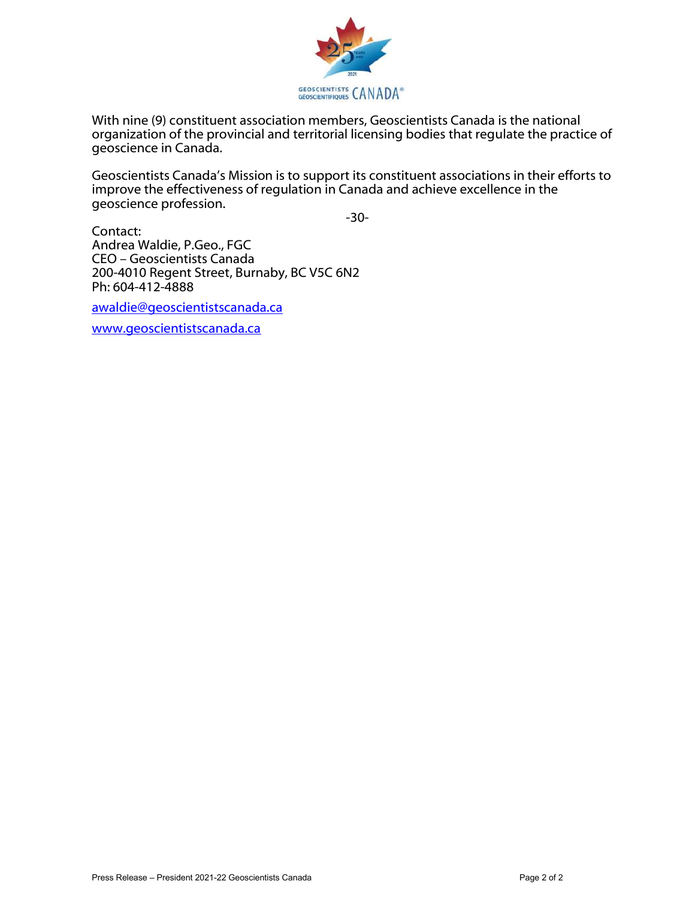With nine (9) constituent association members, Geoscientists Canada is the national organization of the provincial and territorial licensing bodies that regulate the practice of geoscience in Canada.

Geoscientists Canada's Mission is to support its constituent associations in their efforts to improve the effectiveness of regulation in Canada and achieve excellence in the geoscience profession.

-30-

Contact:
Andrea Waldie, P.Geo., FGC
CEO – Geoscientists Canada
200-4010 Regent Street, Burnaby, BC V5C 6N2
Ph: 604-412-4888

awaldie@geoscientistscanada.ca

www.geoscientistscanada.ca